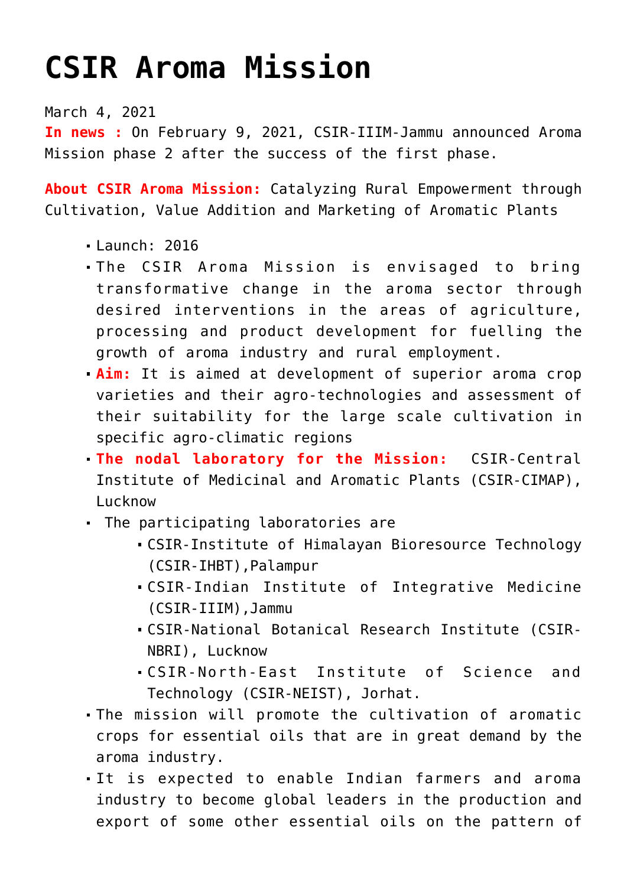# CSIR Aroma Mission

March 4, 2021

**In news :** On February 9, 2021, CSIR-IIIM-Jammu announced Aroma Mission phase 2 after the success of the first phase.

**About CSIR Aroma Mission:** Catalyzing Rural Empowerment through Cultivation, Value Addition and Marketing of Aromatic Plants

- Launch: 2016
- The CSIR Aroma Mission is envisaged to bring transformative change in the aroma sector through desired interventions in the areas of agriculture, processing and product development for fuelling the growth of aroma industry and rural employment.
- **Aim:** It is aimed at development of superior aroma crop varieties and their agro-technologies and assessment of their suitability for the large scale cultivation in specific agro-climatic regions
- **The nodal laboratory for the Mission:** CSIR-Central Institute of Medicinal and Aromatic Plants (CSIR-CIMAP), Lucknow
- The participating laboratories are
  - CSIR-Institute of Himalayan Bioresource Technology (CSIR-IHBT),Palampur
  - CSIR-Indian Institute of Integrative Medicine (CSIR-IIIM),Jammu
  - CSIR-National Botanical Research Institute (CSIR-NBRI), Lucknow
  - CSIR-North-East Institute of Science and Technology (CSIR-NEIST), Jorhat.
- The mission will promote the cultivation of aromatic crops for essential oils that are in great demand by the aroma industry.
- It is expected to enable Indian farmers and aroma industry to become global leaders in the production and export of some other essential oils on the pattern of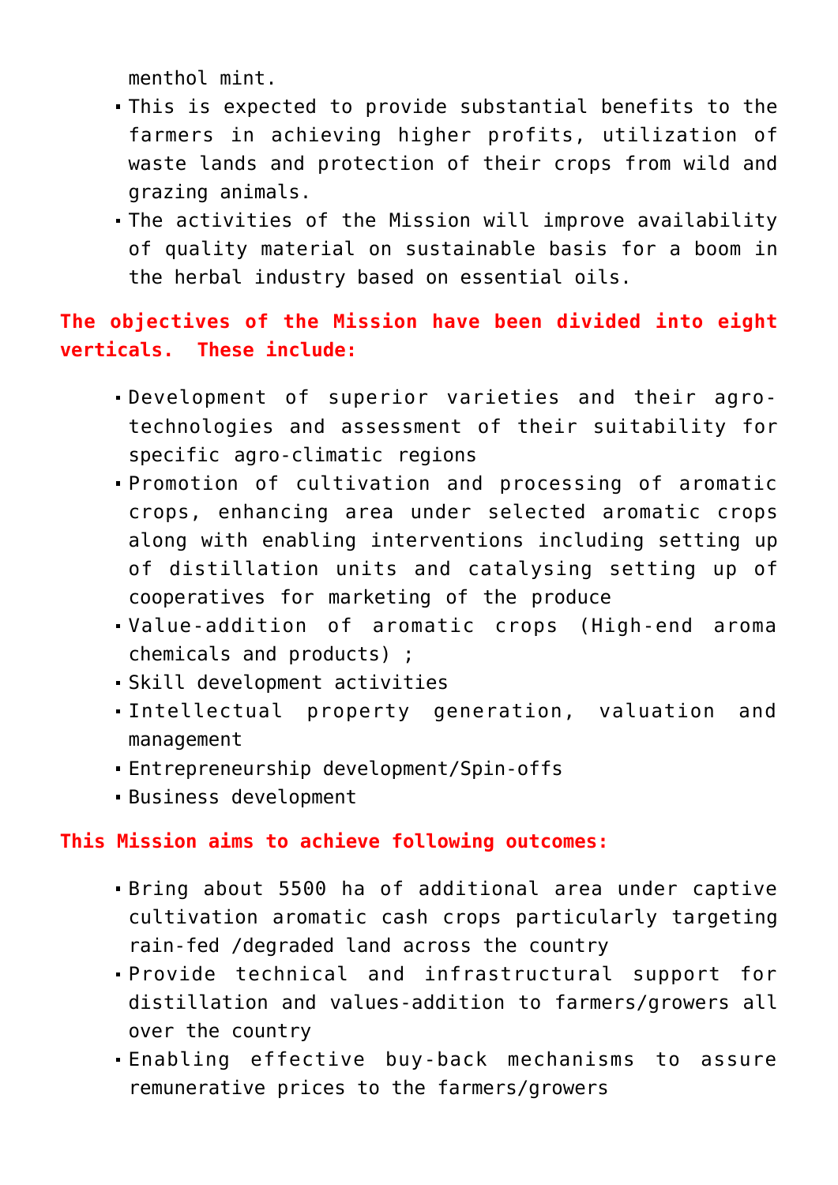menthol mint.

- This is expected to provide substantial benefits to the farmers in achieving higher profits, utilization of waste lands and protection of their crops from wild and grazing animals.
- The activities of the Mission will improve availability of quality material on sustainable basis for a boom in the herbal industry based on essential oils.

**The objectives of the Mission have been divided into eight verticals. These include:**

- Development of superior varieties and their agro-technologies and assessment of their suitability for specific agro-climatic regions
- Promotion of cultivation and processing of aromatic crops, enhancing area under selected aromatic crops along with enabling interventions including setting up of distillation units and catalysing setting up of cooperatives for marketing of the produce
- Value-addition of aromatic crops (High-end aroma chemicals and products) ;
- Skill development activities
- Intellectual property generation, valuation and management
- Entrepreneurship development/Spin-offs
- Business development

**This Mission aims to achieve following outcomes:**

- Bring about 5500 ha of additional area under captive cultivation aromatic cash crops particularly targeting rain-fed /degraded land across the country
- Provide technical and infrastructural support for distillation and values-addition to farmers/growers all over the country
- Enabling effective buy-back mechanisms to assure remunerative prices to the farmers/growers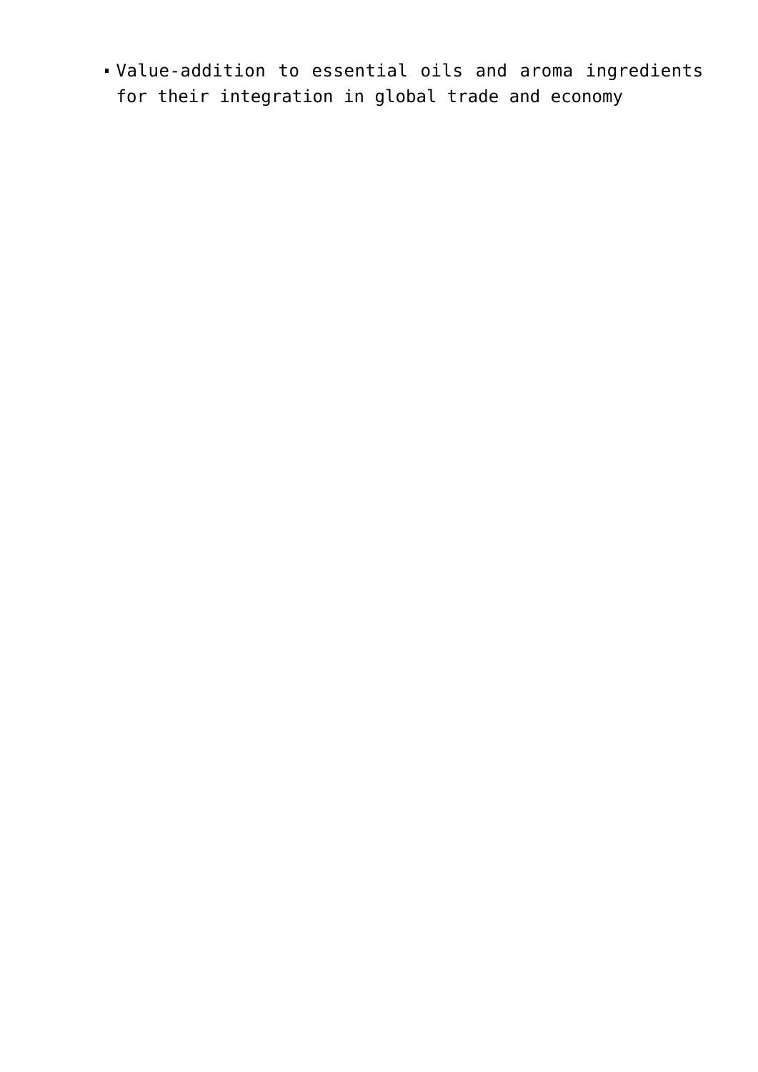- Value-addition to essential oils and aroma ingredients for their integration in global trade and economy